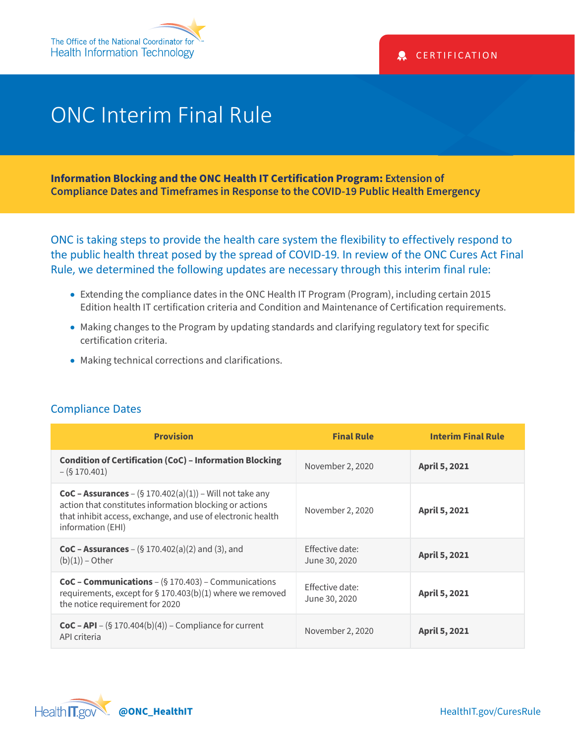The Office of the National Coordinator for Health Information Technology

CERTIFICATION

# ONC Interim Final Rule

**Information Blocking and the ONC Health IT Certification Program:** Extension of Compliance Dates and Timeframes in Response to the COVID-19 Public Health Emergency

ONC is taking steps to provide the health care system the flexibility to effectively respond to the public health threat posed by the spread of COVID-19. In review of the ONC Cures Act Final Rule, we determined the following updates are necessary through this interim final rule:

- Extending the compliance dates in the ONC Health IT Program (Program), including certain 2015 Edition health IT certification criteria and Condition and Maintenance of Certification requirements.
- Making changes to the Program by updating standards and clarifying regulatory text for specific certification criteria.
- Making technical corrections and clarifications.

## Compliance Dates

| Provision | Final Rule | Interim Final Rule |
|---|---|---|
| **Condition of Certification (CoC) – Information Blocking** – (§ 170.401) | November 2, 2020 | **April 5, 2021** |
| **CoC – Assurances** – (§ 170.402(a)(1)) – Will not take any action that constitutes information blocking or actions that inhibit access, exchange, and use of electronic health information (EHI) | November 2, 2020 | **April 5, 2021** |
| **CoC – Assurances** – (§ 170.402(a)(2) and (3), and (b)(1)) – Other | Effective date: June 30, 2020 | **April 5, 2021** |
| **CoC – Communications** – (§ 170.403) – Communications requirements, except for § 170.403(b)(1) where we removed the notice requirement for 2020 | Effective date: June 30, 2020 | **April 5, 2021** |
| **CoC – API** – (§ 170.404(b)(4)) – Compliance for current API criteria | November 2, 2020 | **April 5, 2021** |

HealthIT.gov @ONC_HealthIT HealthIT.gov/CuresRule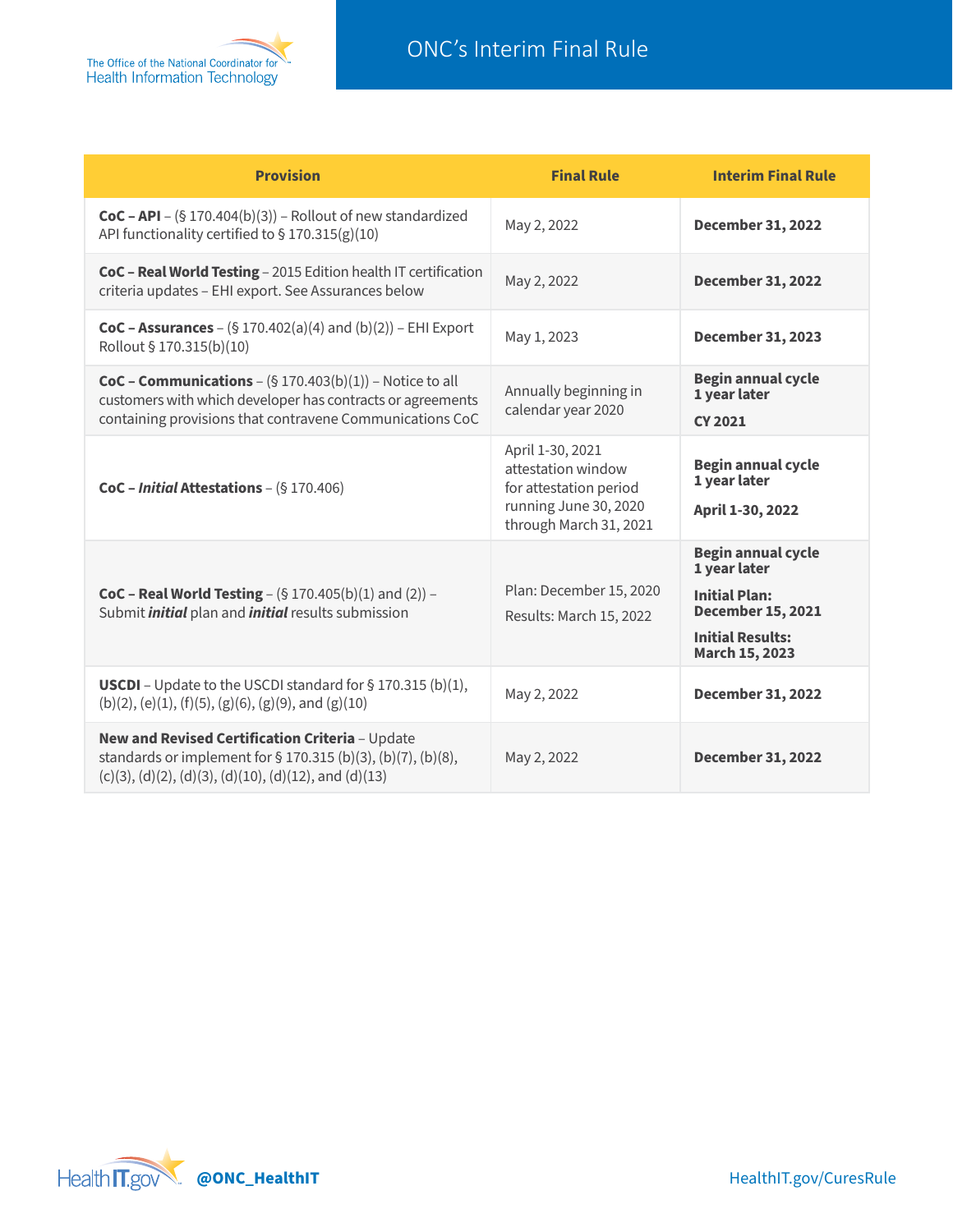| Provision | Final Rule | Interim Final Rule |
|---|---|---|
| **CoC – API** – (§ 170.404(b)(3)) – Rollout of new standardized API functionality certified to § 170.315(g)(10) | May 2, 2022 | **December 31, 2022** |
| **CoC – Real World Testing** – 2015 Edition health IT certification criteria updates – EHI export. See Assurances below | May 2, 2022 | **December 31, 2022** |
| **CoC – Assurances** – (§ 170.402(a)(4) and (b)(2)) – EHI Export Rollout § 170.315(b)(10) | May 1, 2023 | **December 31, 2023** |
| **CoC – Communications** – (§ 170.403(b)(1)) – Notice to all customers with which developer has contracts or agreements containing provisions that contravene Communications CoC | Annually beginning in calendar year 2020 | **Begin annual cycle 1 year later** **CY 2021** |
| **CoC – *Initial* Attestations** – (§ 170.406) | April 1-30, 2021 attestation window for attestation period running June 30, 2020 through March 31, 2021 | **Begin annual cycle 1 year later** **April 1-30, 2022** |
| **CoC – Real World Testing** – (§ 170.405(b)(1) and (2)) – Submit ***initial*** plan and ***initial*** results submission | Plan: December 15, 2020 Results: March 15, 2022 | **Begin annual cycle 1 year later** **Initial Plan: December 15, 2021** **Initial Results: March 15, 2023** |
| **USCDI** – Update to the USCDI standard for § 170.315 (b)(1), (b)(2), (e)(1), (f)(5), (g)(6), (g)(9), and (g)(10) | May 2, 2022 | **December 31, 2022** |
| **New and Revised Certification Criteria** – Update standards or implement for § 170.315 (b)(3), (b)(7), (b)(8), (c)(3), (d)(2), (d)(3), (d)(10), (d)(12), and (d)(13) | May 2, 2022 | **December 31, 2022** |